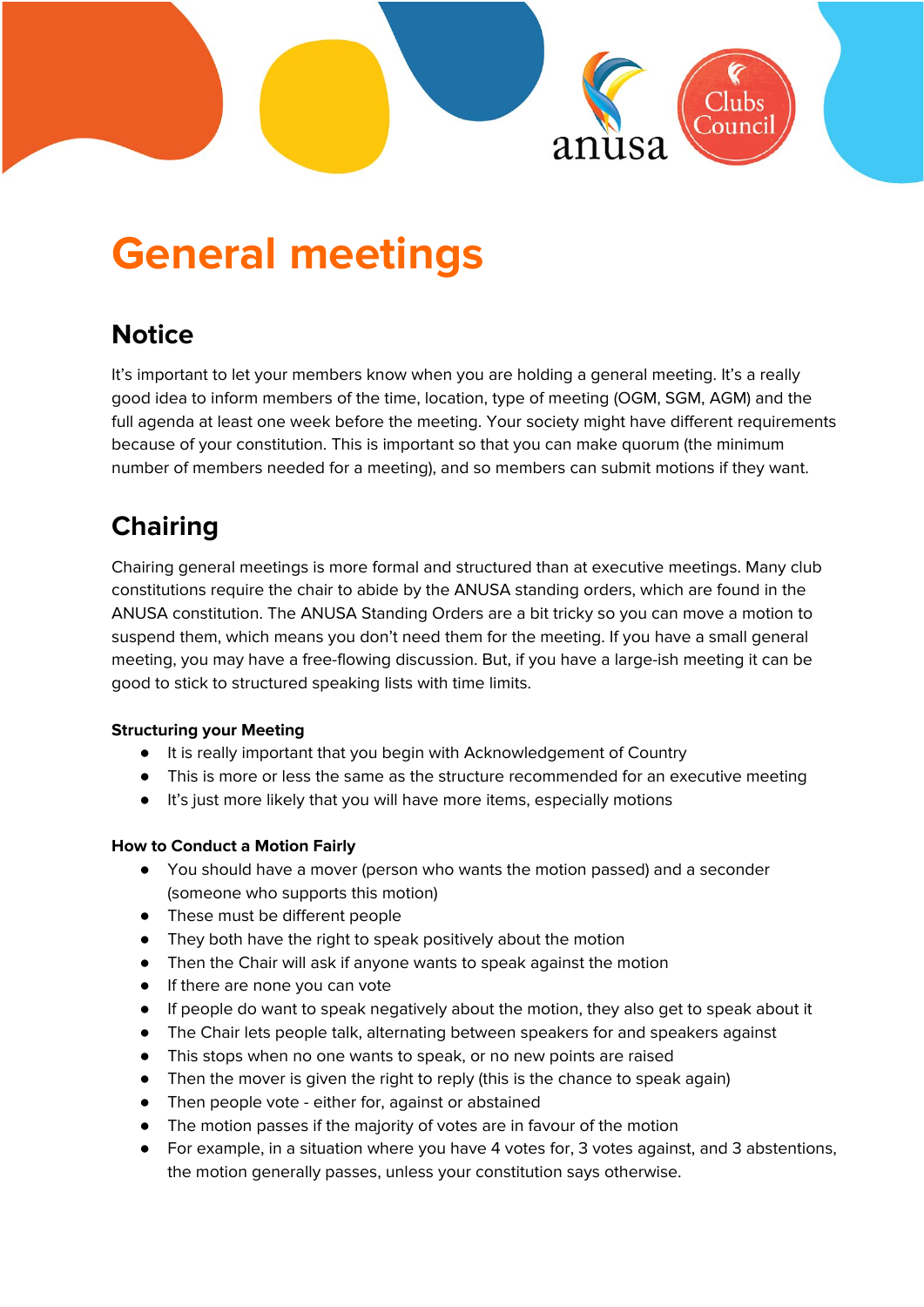# General meetings

## Notice

It's important to let your members know when you are holding a general meeting. It's a really good idea to inform members of the time, location, type of meeting (OGM, SGM, AGM) and the full agenda at least one week before the meeting. Your society might have different requirements because of your constitution. This is important so that you can make quorum (the minimum number of members needed for a meeting), and so members can submit motions if they want.

## Chairing

Chairing general meetings is more formal and structured than at executive meetings. Many club constitutions require the chair to abide by the ANUSA standing orders, which are found in the ANUSA constitution. The ANUSA Standing Orders are a bit tricky so you can move a motion to suspend them, which means you don't need them for the meeting. If you have a small general meeting, you may have a free-flowing discussion. But, if you have a large-ish meeting it can be good to stick to structured speaking lists with time limits.

**Structuring your Meeting**

- It is really important that you begin with Acknowledgement of Country
- This is more or less the same as the structure recommended for an executive meeting
- It's just more likely that you will have more items, especially motions

**How to Conduct a Motion Fairly**

- You should have a mover (person who wants the motion passed) and a seconder (someone who supports this motion)
- These must be different people
- They both have the right to speak positively about the motion
- Then the Chair will ask if anyone wants to speak against the motion
- If there are none you can vote
- If people do want to speak negatively about the motion, they also get to speak about it
- The Chair lets people talk, alternating between speakers for and speakers against
- This stops when no one wants to speak, or no new points are raised
- Then the mover is given the right to reply (this is the chance to speak again)
- Then people vote - either for, against or abstained
- The motion passes if the majority of votes are in favour of the motion
- For example, in a situation where you have 4 votes for, 3 votes against, and 3 abstentions, the motion generally passes, unless your constitution says otherwise.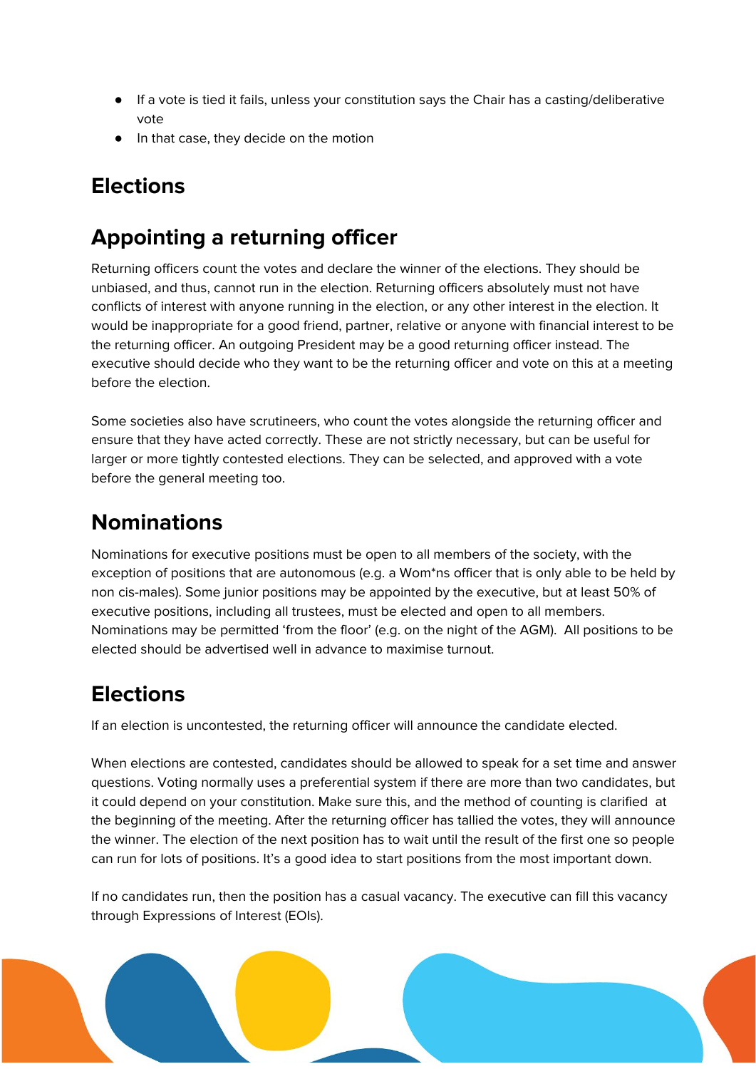- If a vote is tied it fails, unless your constitution says the Chair has a casting/deliberative vote
- In that case, they decide on the motion

# Elections

## Appointing a returning officer

Returning officers count the votes and declare the winner of the elections. They should be unbiased, and thus, cannot run in the election. Returning officers absolutely must not have conflicts of interest with anyone running in the election, or any other interest in the election. It would be inappropriate for a good friend, partner, relative or anyone with financial interest to be the returning officer. An outgoing President may be a good returning officer instead. The executive should decide who they want to be the returning officer and vote on this at a meeting before the election.

Some societies also have scrutineers, who count the votes alongside the returning officer and ensure that they have acted correctly. These are not strictly necessary, but can be useful for larger or more tightly contested elections. They can be selected, and approved with a vote before the general meeting too.

## Nominations

Nominations for executive positions must be open to all members of the society, with the exception of positions that are autonomous (e.g. a Wom*ns officer that is only able to be held by non cis-males). Some junior positions may be appointed by the executive, but at least 50% of executive positions, including all trustees, must be elected and open to all members. Nominations may be permitted 'from the floor' (e.g. on the night of the AGM). All positions to be elected should be advertised well in advance to maximise turnout.

## Elections

If an election is uncontested, the returning officer will announce the candidate elected.

When elections are contested, candidates should be allowed to speak for a set time and answer questions. Voting normally uses a preferential system if there are more than two candidates, but it could depend on your constitution. Make sure this, and the method of counting is clarified at the beginning of the meeting. After the returning officer has tallied the votes, they will announce the winner. The election of the next position has to wait until the result of the first one so people can run for lots of positions. It's a good idea to start positions from the most important down.

If no candidates run, then the position has a casual vacancy. The executive can fill this vacancy through Expressions of Interest (EOIs).